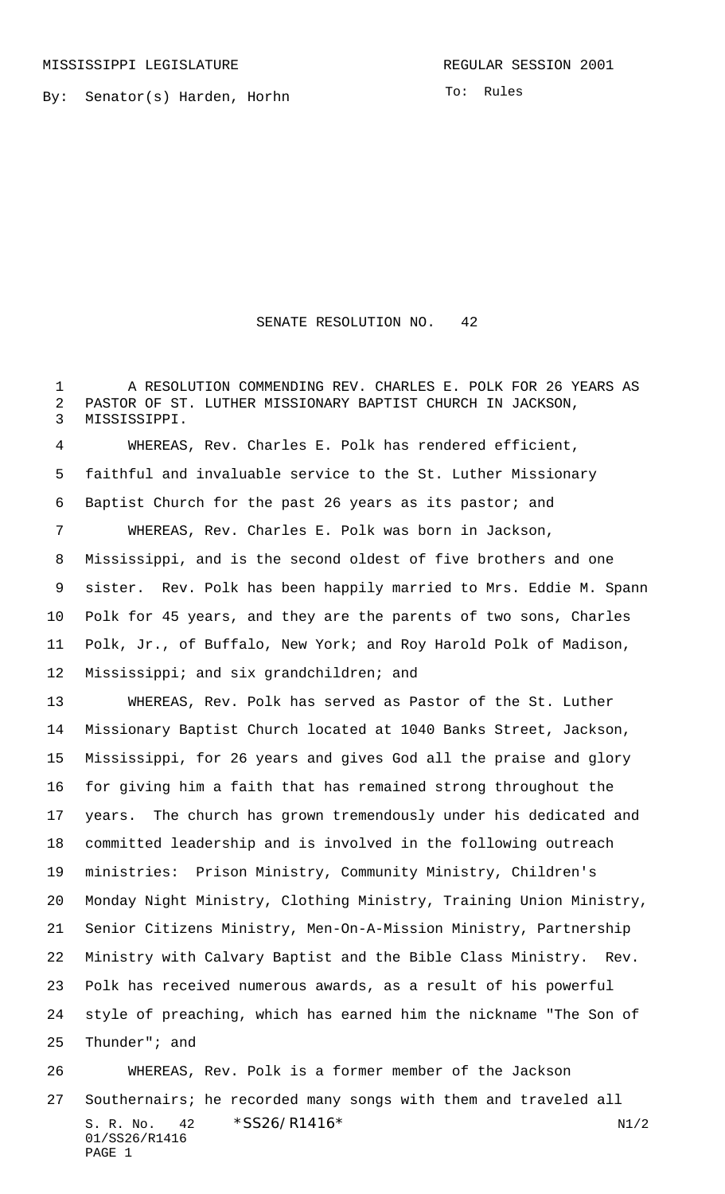MISSISSIPPI LEGISLATURE REGULAR SESSION 2001

By: Senator(s) Harden, Horhn

To: Rules

# SENATE RESOLUTION NO. 42

A RESOLUTION COMMENDING REV. CHARLES E. POLK FOR 26 YEARS AS PASTOR OF ST. LUTHER MISSIONARY BAPTIST CHURCH IN JACKSON, MISSISSIPPI.

WHEREAS, Rev. Charles E. Polk has rendered efficient, faithful and invaluable service to the St. Luther Missionary Baptist Church for the past 26 years as its pastor; and

WHEREAS, Rev. Charles E. Polk was born in Jackson, Mississippi, and is the second oldest of five brothers and one sister. Rev. Polk has been happily married to Mrs. Eddie M. Spann Polk for 45 years, and they are the parents of two sons, Charles Polk, Jr., of Buffalo, New York; and Roy Harold Polk of Madison, Mississippi; and six grandchildren; and

WHEREAS, Rev. Polk has served as Pastor of the St. Luther Missionary Baptist Church located at 1040 Banks Street, Jackson, Mississippi, for 26 years and gives God all the praise and glory for giving him a faith that has remained strong throughout the years. The church has grown tremendously under his dedicated and committed leadership and is involved in the following outreach ministries: Prison Ministry, Community Ministry, Children's Monday Night Ministry, Clothing Ministry, Training Union Ministry, Senior Citizens Ministry, Men-On-A-Mission Ministry, Partnership Ministry with Calvary Baptist and the Bible Class Ministry. Rev. Polk has received numerous awards, as a result of his powerful style of preaching, which has earned him the nickname "The Son of Thunder"; and

WHEREAS, Rev. Polk is a former member of the Jackson Southernairs; he recorded many songs with them and traveled all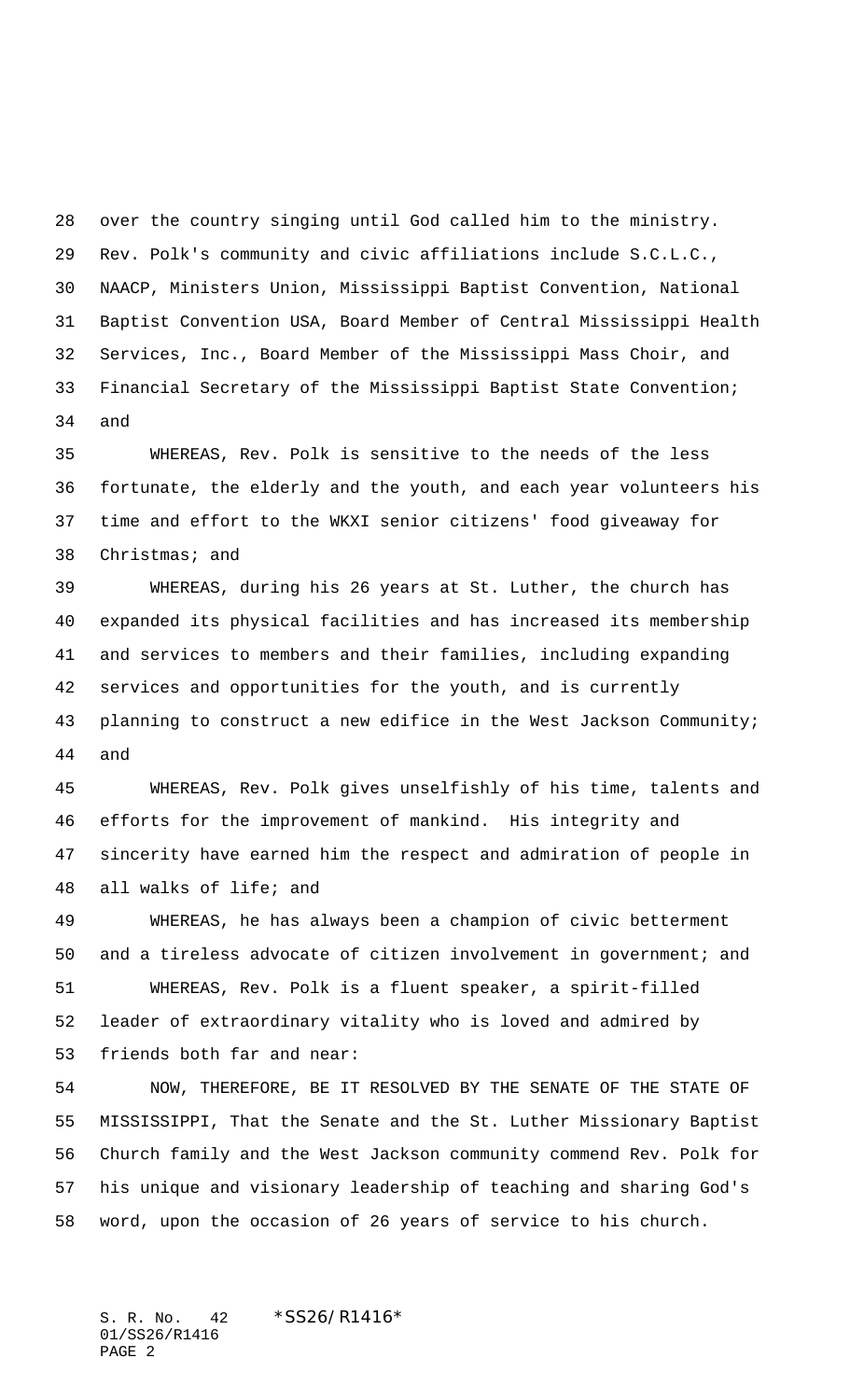over the country singing until God called him to the ministry. Rev. Polk's community and civic affiliations include S.C.L.C., NAACP, Ministers Union, Mississippi Baptist Convention, National Baptist Convention USA, Board Member of Central Mississippi Health Services, Inc., Board Member of the Mississippi Mass Choir, and Financial Secretary of the Mississippi Baptist State Convention; and

WHEREAS, Rev. Polk is sensitive to the needs of the less fortunate, the elderly and the youth, and each year volunteers his time and effort to the WKXI senior citizens' food giveaway for Christmas; and

WHEREAS, during his 26 years at St. Luther, the church has expanded its physical facilities and has increased its membership and services to members and their families, including expanding services and opportunities for the youth, and is currently planning to construct a new edifice in the West Jackson Community; and

WHEREAS, Rev. Polk gives unselfishly of his time, talents and efforts for the improvement of mankind. His integrity and sincerity have earned him the respect and admiration of people in all walks of life; and

WHEREAS, he has always been a champion of civic betterment and a tireless advocate of citizen involvement in government; and

WHEREAS, Rev. Polk is a fluent speaker, a spirit-filled leader of extraordinary vitality who is loved and admired by friends both far and near:

NOW, THEREFORE, BE IT RESOLVED BY THE SENATE OF THE STATE OF MISSISSIPPI, That the Senate and the St. Luther Missionary Baptist Church family and the West Jackson community commend Rev. Polk for his unique and visionary leadership of teaching and sharing God's word, upon the occasion of 26 years of service to his church.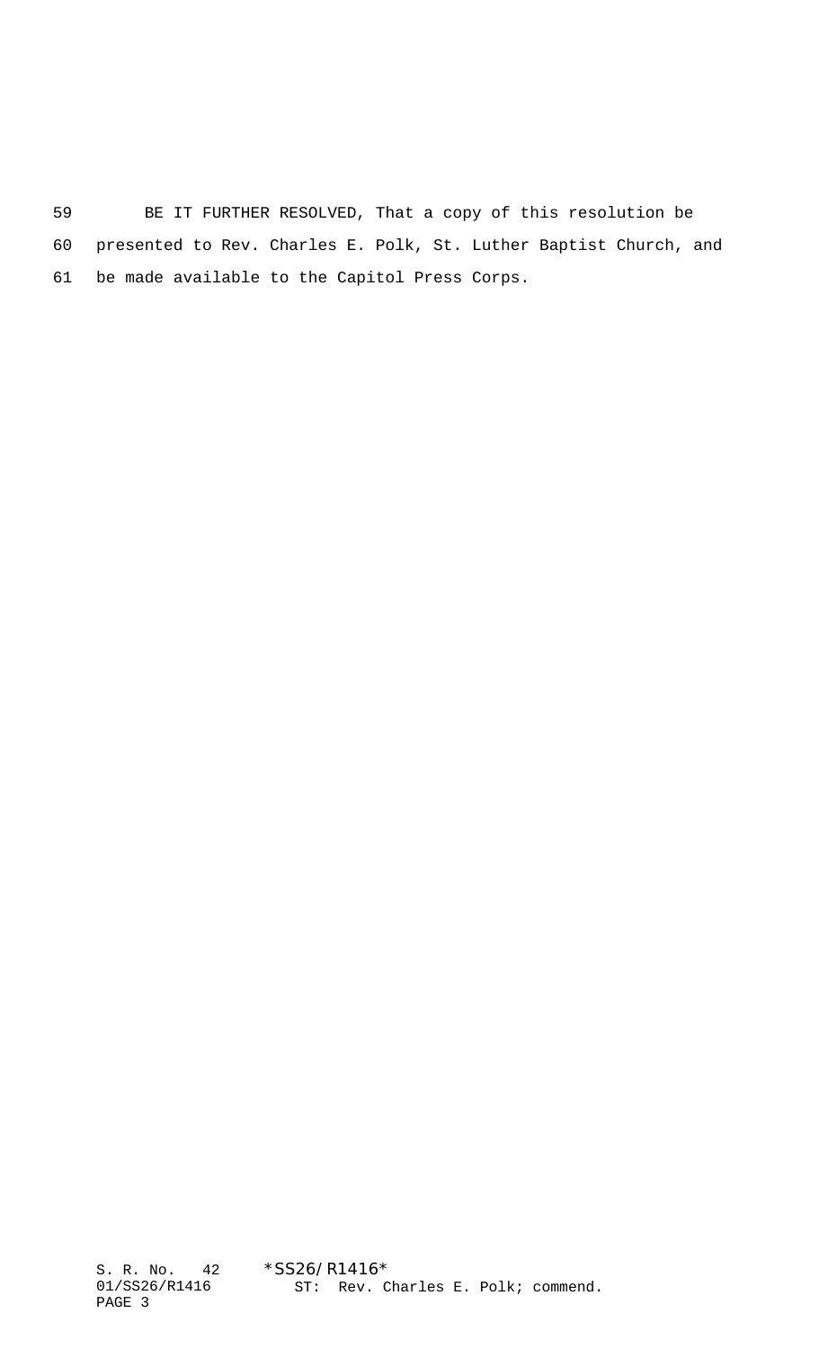BE IT FURTHER RESOLVED, That a copy of this resolution be presented to Rev. Charles E. Polk, St. Luther Baptist Church, and be made available to the Capitol Press Corps.